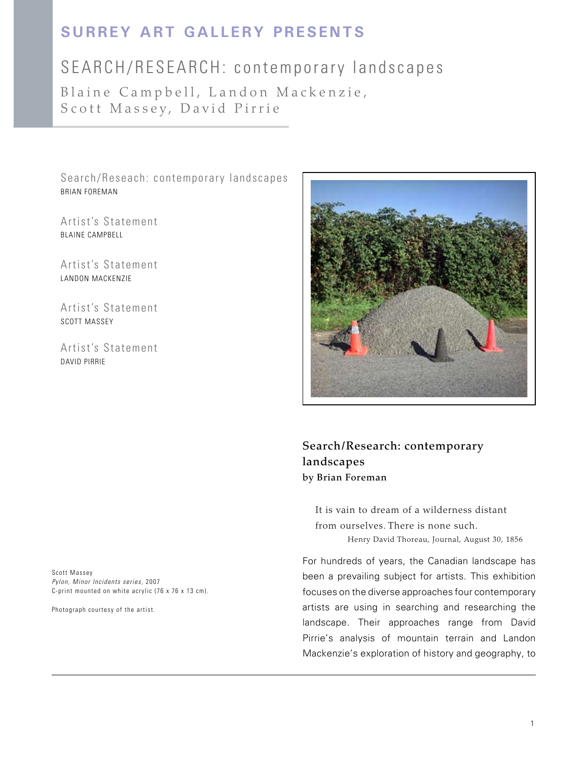# SURREY ART GALLERY PRESENTS

## SEARCH/RESEARCH: contemporary landscapes

Blaine Campbell, Landon Mackenzie, Scott Massey, David Pirrie

Search/Reseach: contemporary landscapes
BRIAN FOREMAN

Artist's Statement
BLAINE CAMPBELL

Artist's Statement
LANDON MACKENZIE

Artist's Statement
SCOTT MASSEY

Artist's Statement
DAVID PIRRIE

Scott Massey
*Pylon, Minor Incidents series*, 2007
C-print mounted on white acrylic (76 x 76 x 13 cm).

Photograph courtesy of the artist.

### Search/Research: contemporary landscapes
**by Brian Foreman**

> It is vain to dream of a wilderness distant from ourselves. There is none such.
>
> Henry David Thoreau, Journal, August 30, 1856

For hundreds of years, the Canadian landscape has been a prevailing subject for artists. This exhibition focuses on the diverse approaches four contemporary artists are using in searching and researching the landscape. Their approaches range from David Pirrie's analysis of mountain terrain and Landon Mackenzie's exploration of history and geography, to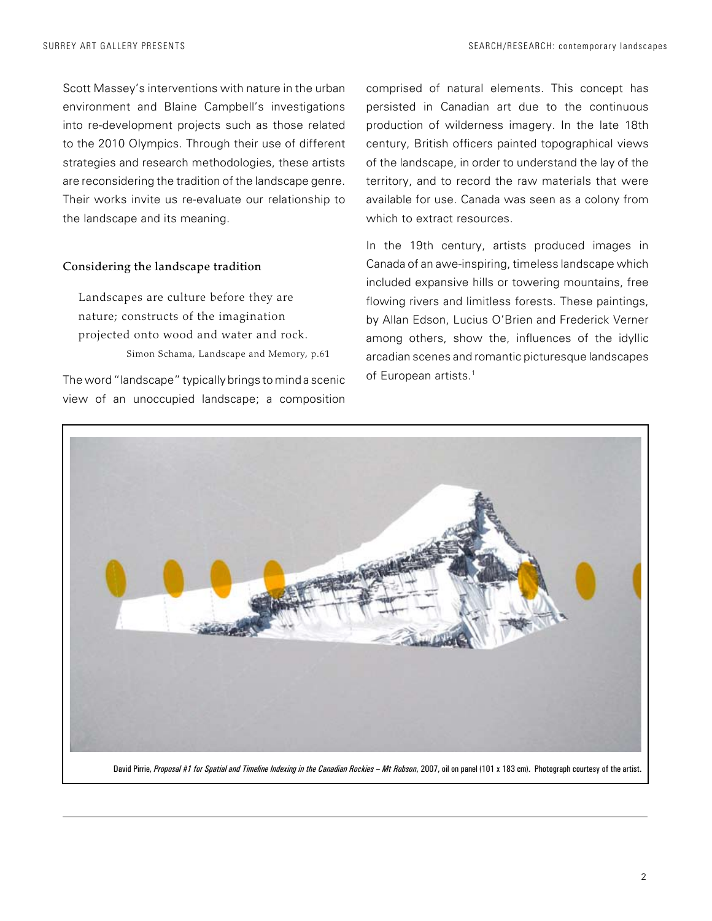Scott Massey's interventions with nature in the urban environment and Blaine Campbell's investigations into re-development projects such as those related to the 2010 Olympics. Through their use of different strategies and research methodologies, these artists are reconsidering the tradition of the landscape genre. Their works invite us re-evaluate our relationship to the landscape and its meaning.

### Considering the landscape tradition

> Landscapes are culture before they are nature; constructs of the imagination projected onto wood and water and rock.
>
> Simon Schama, Landscape and Memory, p.61

The word "landscape" typically brings to mind a scenic view of an unoccupied landscape; a composition comprised of natural elements. This concept has persisted in Canadian art due to the continuous production of wilderness imagery. In the late 18th century, British officers painted topographical views of the landscape, in order to understand the lay of the territory, and to record the raw materials that were available for use. Canada was seen as a colony from which to extract resources.

In the 19th century, artists produced images in Canada of an awe-inspiring, timeless landscape which included expansive hills or towering mountains, free flowing rivers and limitless forests. These paintings, by Allan Edson, Lucius O'Brien and Frederick Verner among others, show the, influences of the idyllic arcadian scenes and romantic picturesque landscapes of European artists.[1]

David Pirrie, *Proposal #1 for Spatial and Timeline Indexing in the Canadian Rockies – Mt Robson*, 2007, oil on panel (101 x 183 cm). Photograph courtesy of the artist.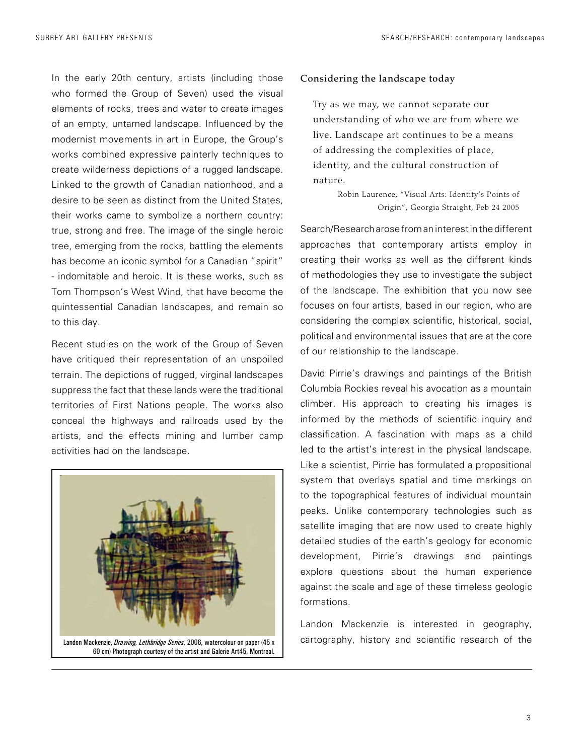In the early 20th century, artists (including those who formed the Group of Seven) used the visual elements of rocks, trees and water to create images of an empty, untamed landscape. Influenced by the modernist movements in art in Europe, the Group's works combined expressive painterly techniques to create wilderness depictions of a rugged landscape. Linked to the growth of Canadian nationhood, and a desire to be seen as distinct from the United States, their works came to symbolize a northern country: true, strong and free. The image of the single heroic tree, emerging from the rocks, battling the elements has become an iconic symbol for a Canadian "spirit" - indomitable and heroic. It is these works, such as Tom Thompson's West Wind, that have become the quintessential Canadian landscapes, and remain so to this day.

Recent studies on the work of the Group of Seven have critiqued their representation of an unspoiled terrain. The depictions of rugged, virginal landscapes suppress the fact that these lands were the traditional territories of First Nations people. The works also conceal the highways and railroads used by the artists, and the effects mining and lumber camp activities had on the landscape.

Landon Mackenzie, *Drawing, Lethbridge Series*, 2006, watercolour on paper (45 x 60 cm) Photograph courtesy of the artist and Galerie Art45, Montreal.

### Considering the landscape today

> Try as we may, we cannot separate our understanding of who we are from where we live. Landscape art continues to be a means of addressing the complexities of place, identity, and the cultural construction of nature.
>
> Robin Laurence, "Visual Arts: Identity's Points of Origin", Georgia Straight, Feb 24 2005

Search/Research arose from an interest in the different approaches that contemporary artists employ in creating their works as well as the different kinds of methodologies they use to investigate the subject of the landscape. The exhibition that you now see focuses on four artists, based in our region, who are considering the complex scientific, historical, social, political and environmental issues that are at the core of our relationship to the landscape.

David Pirrie's drawings and paintings of the British Columbia Rockies reveal his avocation as a mountain climber. His approach to creating his images is informed by the methods of scientific inquiry and classification. A fascination with maps as a child led to the artist's interest in the physical landscape. Like a scientist, Pirrie has formulated a propositional system that overlays spatial and time markings on to the topographical features of individual mountain peaks. Unlike contemporary technologies such as satellite imaging that are now used to create highly detailed studies of the earth's geology for economic development, Pirrie's drawings and paintings explore questions about the human experience against the scale and age of these timeless geologic formations.

Landon Mackenzie is interested in geography, cartography, history and scientific research of the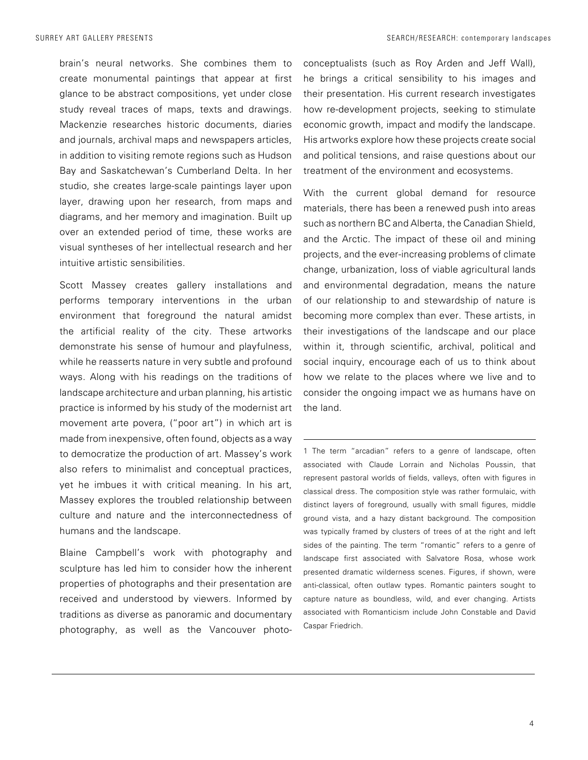brain's neural networks. She combines them to create monumental paintings that appear at first glance to be abstract compositions, yet under close study reveal traces of maps, texts and drawings. Mackenzie researches historic documents, diaries and journals, archival maps and newspapers articles, in addition to visiting remote regions such as Hudson Bay and Saskatchewan's Cumberland Delta. In her studio, she creates large-scale paintings layer upon layer, drawing upon her research, from maps and diagrams, and her memory and imagination. Built up over an extended period of time, these works are visual syntheses of her intellectual research and her intuitive artistic sensibilities.

Scott Massey creates gallery installations and performs temporary interventions in the urban environment that foreground the natural amidst the artificial reality of the city. These artworks demonstrate his sense of humour and playfulness, while he reasserts nature in very subtle and profound ways. Along with his readings on the traditions of landscape architecture and urban planning, his artistic practice is informed by his study of the modernist art movement arte povera, ("poor art") in which art is made from inexpensive, often found, objects as a way to democratize the production of art. Massey's work also refers to minimalist and conceptual practices, yet he imbues it with critical meaning. In his art, Massey explores the troubled relationship between culture and nature and the interconnectedness of humans and the landscape.

Blaine Campbell's work with photography and sculpture has led him to consider how the inherent properties of photographs and their presentation are received and understood by viewers. Informed by traditions as diverse as panoramic and documentary photography, as well as the Vancouver photo-conceptualists (such as Roy Arden and Jeff Wall), he brings a critical sensibility to his images and their presentation. His current research investigates how re-development projects, seeking to stimulate economic growth, impact and modify the landscape. His artworks explore how these projects create social and political tensions, and raise questions about our treatment of the environment and ecosystems.

With the current global demand for resource materials, there has been a renewed push into areas such as northern BC and Alberta, the Canadian Shield, and the Arctic. The impact of these oil and mining projects, and the ever-increasing problems of climate change, urbanization, loss of viable agricultural lands and environmental degradation, means the nature of our relationship to and stewardship of nature is becoming more complex than ever. These artists, in their investigations of the landscape and our place within it, through scientific, archival, political and social inquiry, encourage each of us to think about how we relate to the places where we live and to consider the ongoing impact we as humans have on the land.

---

1 The term "arcadian" refers to a genre of landscape, often associated with Claude Lorrain and Nicholas Poussin, that represent pastoral worlds of fields, valleys, often with figures in classical dress. The composition style was rather formulaic, with distinct layers of foreground, usually with small figures, middle ground vista, and a hazy distant background. The composition was typically framed by clusters of trees of at the right and left sides of the painting. The term "romantic" refers to a genre of landscape first associated with Salvatore Rosa, whose work presented dramatic wilderness scenes. Figures, if shown, were anti-classical, often outlaw types. Romantic painters sought to capture nature as boundless, wild, and ever changing. Artists associated with Romanticism include John Constable and David Caspar Friedrich.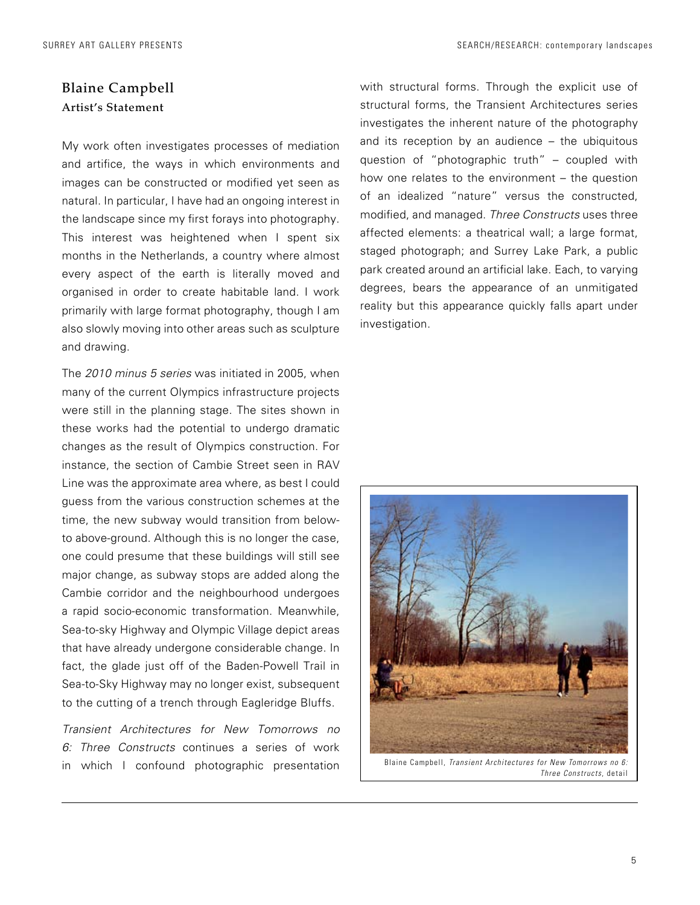## Blaine Campbell

### Artist's Statement

My work often investigates processes of mediation and artifice, the ways in which environments and images can be constructed or modified yet seen as natural. In particular, I have had an ongoing interest in the landscape since my first forays into photography. This interest was heightened when I spent six months in the Netherlands, a country where almost every aspect of the earth is literally moved and organised in order to create habitable land. I work primarily with large format photography, though I am also slowly moving into other areas such as sculpture and drawing.

The *2010 minus 5 series* was initiated in 2005, when many of the current Olympics infrastructure projects were still in the planning stage. The sites shown in these works had the potential to undergo dramatic changes as the result of Olympics construction. For instance, the section of Cambie Street seen in RAV Line was the approximate area where, as best I could guess from the various construction schemes at the time, the new subway would transition from below- to above-ground. Although this is no longer the case, one could presume that these buildings will still see major change, as subway stops are added along the Cambie corridor and the neighbourhood undergoes a rapid socio-economic transformation. Meanwhile, Sea-to-sky Highway and Olympic Village depict areas that have already undergone considerable change. In fact, the glade just off of the Baden-Powell Trail in Sea-to-Sky Highway may no longer exist, subsequent to the cutting of a trench through Eagleridge Bluffs.

*Transient Architectures for New Tomorrows no 6: Three Constructs* continues a series of work in which I confound photographic presentation with structural forms. Through the explicit use of structural forms, the Transient Architectures series investigates the inherent nature of the photography and its reception by an audience – the ubiquitous question of "photographic truth" – coupled with how one relates to the environment – the question of an idealized "nature" versus the constructed, modified, and managed. *Three Constructs* uses three affected elements: a theatrical wall; a large format, staged photograph; and Surrey Lake Park, a public park created around an artificial lake. Each, to varying degrees, bears the appearance of an unmitigated reality but this appearance quickly falls apart under investigation.

Blaine Campbell, *Transient Architectures for New Tomorrows no 6: Three Constructs*, detail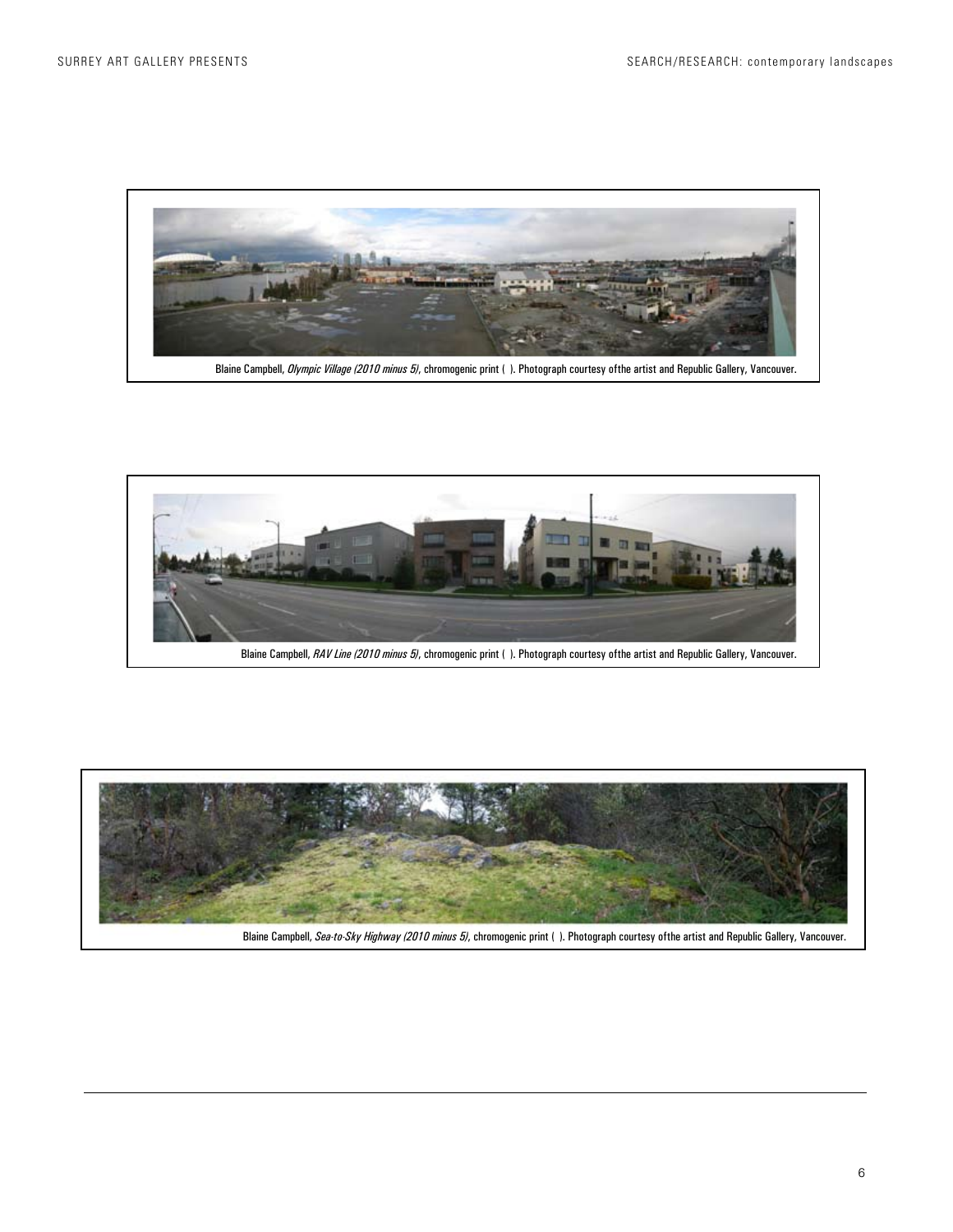Blaine Campbell, *Olympic Village (2010 minus 5)*, chromogenic print ( ). Photograph courtesy ofthe artist and Republic Gallery, Vancouver.

Blaine Campbell, *RAV Line (2010 minus 5)*, chromogenic print ( ). Photograph courtesy ofthe artist and Republic Gallery, Vancouver.

Blaine Campbell, *Sea-to-Sky Highway (2010 minus 5)*, chromogenic print ( ). Photograph courtesy ofthe artist and Republic Gallery, Vancouver.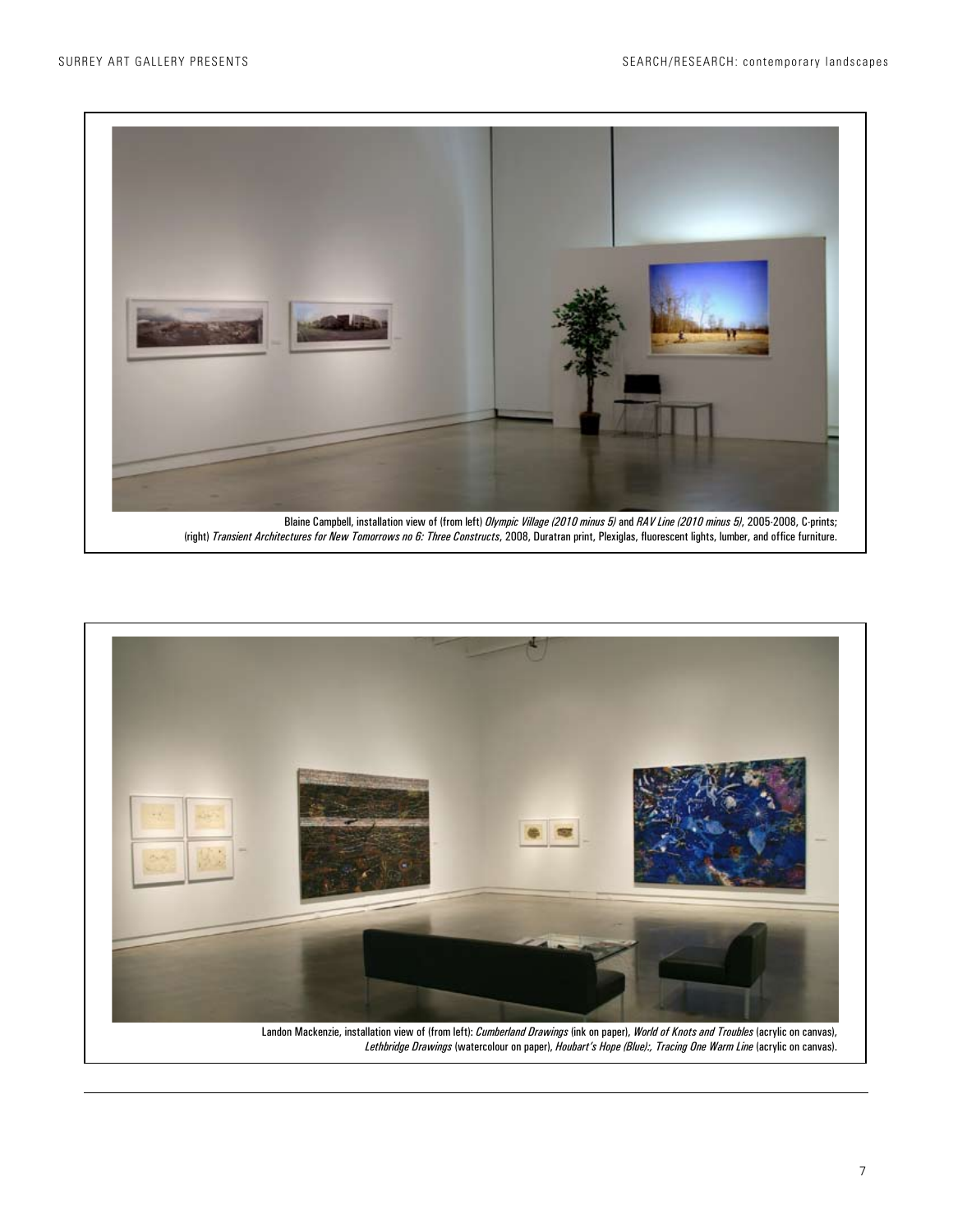Blaine Campbell, installation view of (from left) *Olympic Village (2010 minus 5)* and *RAV Line (2010 minus 5)*, 2005-2008, C-prints; (right) *Transient Architectures for New Tomorrows no 6: Three Constructs*, 2008, Duratran print, Plexiglas, fluorescent lights, lumber, and office furniture.

Landon Mackenzie, installation view of (from left): *Cumberland Drawings* (ink on paper), *World of Knots and Troubles* (acrylic on canvas), *Lethbridge Drawings* (watercolour on paper), *Houbart's Hope (Blue)*:, *Tracing One Warm Line* (acrylic on canvas).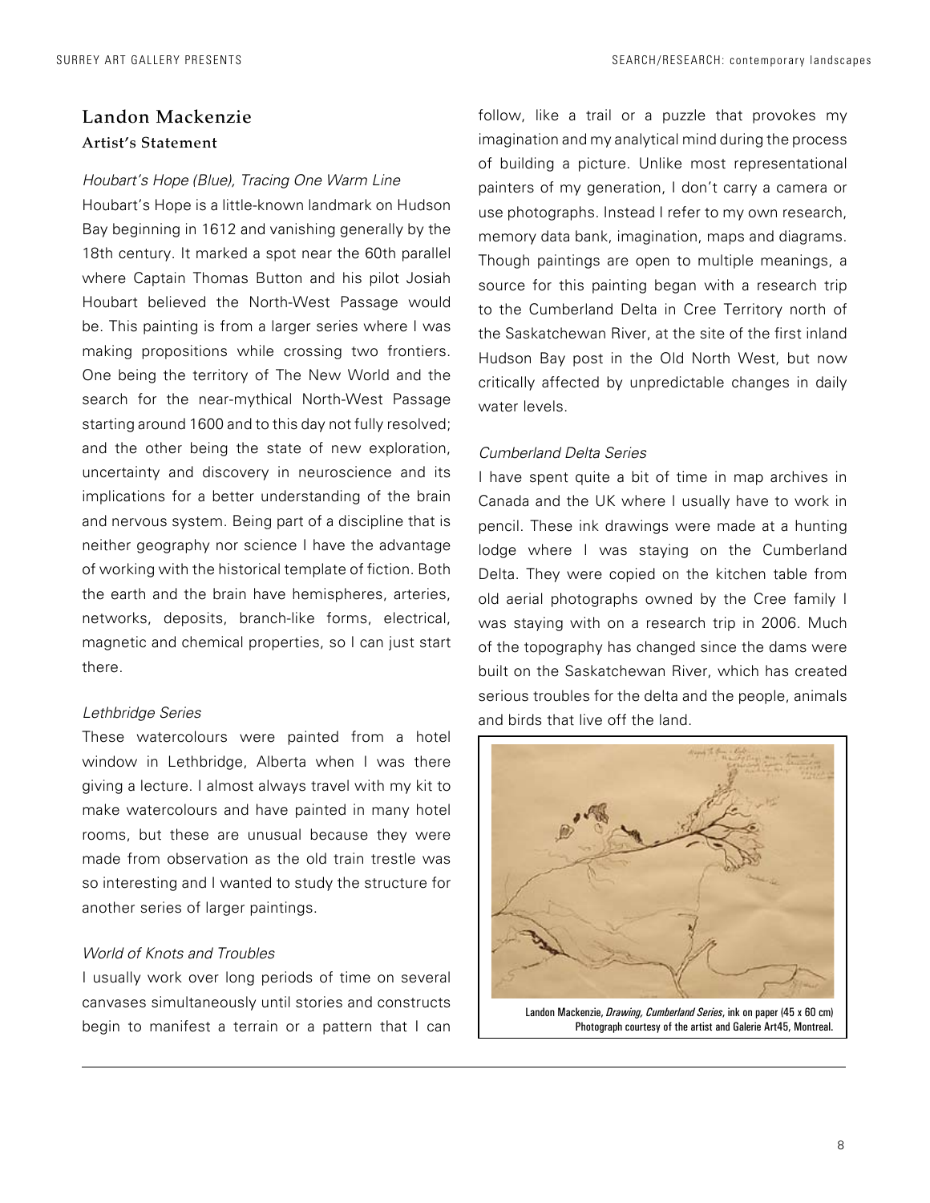## Landon Mackenzie

### Artist's Statement

*Houbart's Hope (Blue), Tracing One Warm Line*

Houbart's Hope is a little-known landmark on Hudson Bay beginning in 1612 and vanishing generally by the 18th century. It marked a spot near the 60th parallel where Captain Thomas Button and his pilot Josiah Houbart believed the North-West Passage would be. This painting is from a larger series where I was making propositions while crossing two frontiers. One being the territory of The New World and the search for the near-mythical North-West Passage starting around 1600 and to this day not fully resolved; and the other being the state of new exploration, uncertainty and discovery in neuroscience and its implications for a better understanding of the brain and nervous system. Being part of a discipline that is neither geography nor science I have the advantage of working with the historical template of fiction. Both the earth and the brain have hemispheres, arteries, networks, deposits, branch-like forms, electrical, magnetic and chemical properties, so I can just start there.

*Lethbridge Series*

These watercolours were painted from a hotel window in Lethbridge, Alberta when I was there giving a lecture. I almost always travel with my kit to make watercolours and have painted in many hotel rooms, but these are unusual because they were made from observation as the old train trestle was so interesting and I wanted to study the structure for another series of larger paintings.

*World of Knots and Troubles*

I usually work over long periods of time on several canvases simultaneously until stories and constructs begin to manifest a terrain or a pattern that I can follow, like a trail or a puzzle that provokes my imagination and my analytical mind during the process of building a picture. Unlike most representational painters of my generation, I don't carry a camera or use photographs. Instead I refer to my own research, memory data bank, imagination, maps and diagrams. Though paintings are open to multiple meanings, a source for this painting began with a research trip to the Cumberland Delta in Cree Territory north of the Saskatchewan River, at the site of the first inland Hudson Bay post in the Old North West, but now critically affected by unpredictable changes in daily water levels.

*Cumberland Delta Series*

I have spent quite a bit of time in map archives in Canada and the UK where I usually have to work in pencil. These ink drawings were made at a hunting lodge where I was staying on the Cumberland Delta. They were copied on the kitchen table from old aerial photographs owned by the Cree family I was staying with on a research trip in 2006. Much of the topography has changed since the dams were built on the Saskatchewan River, which has created serious troubles for the delta and the people, animals and birds that live off the land.

Landon Mackenzie, *Drawing, Cumberland Series*, ink on paper (45 x 60 cm)
Photograph courtesy of the artist and Galerie Art45, Montreal.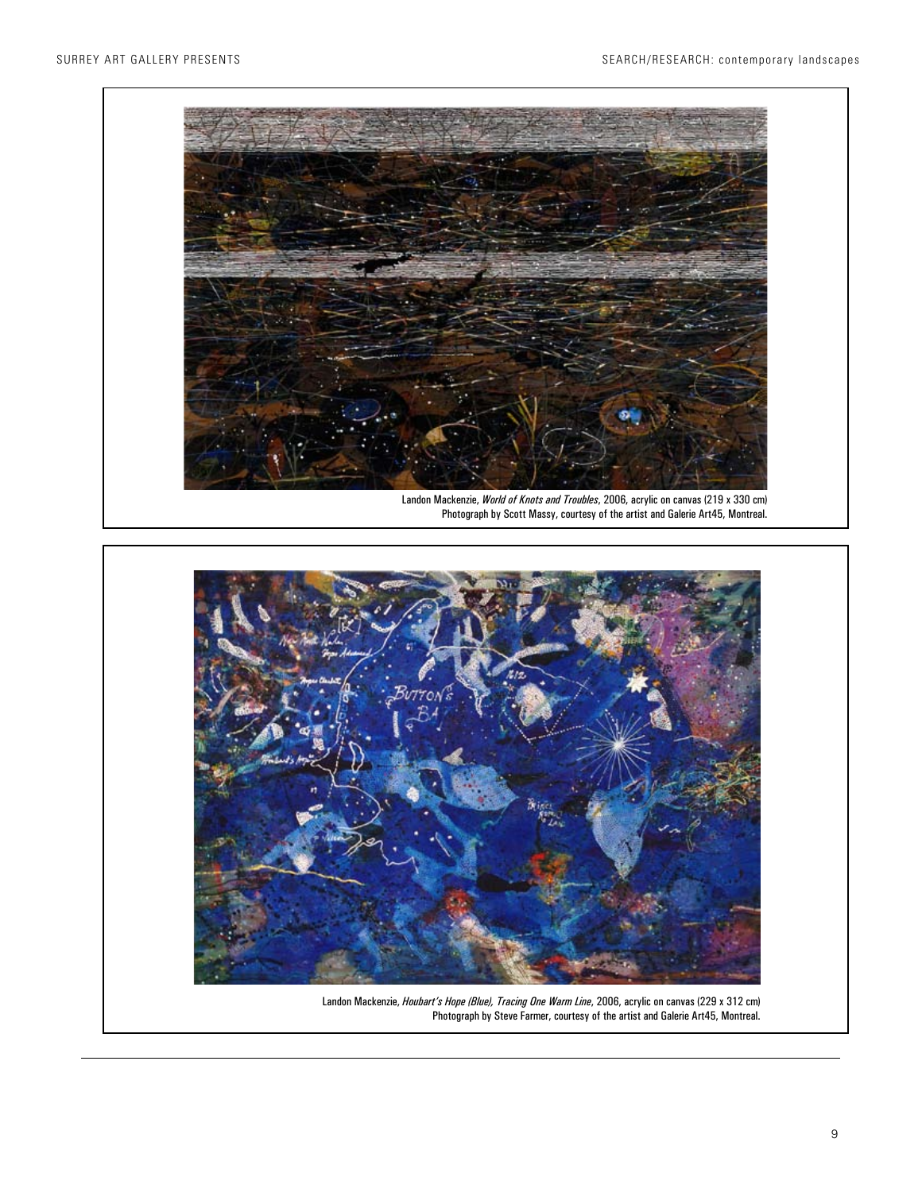Landon Mackenzie, *World of Knots and Troubles*, 2006, acrylic on canvas (219 x 330 cm)
Photograph by Scott Massy, courtesy of the artist and Galerie Art45, Montreal.

Landon Mackenzie, *Houbart's Hope (Blue), Tracing One Warm Line*, 2006, acrylic on canvas (229 x 312 cm)
Photograph by Steve Farmer, courtesy of the artist and Galerie Art45, Montreal.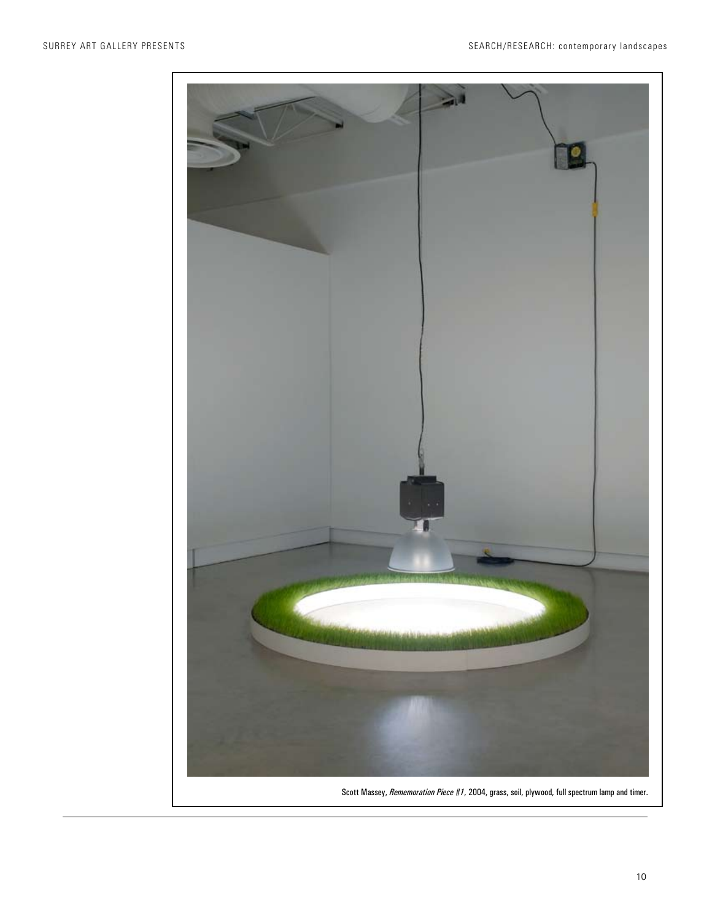Scott Massey, *Rememoration Piece #1*, 2004, grass, soil, plywood, full spectrum lamp and timer.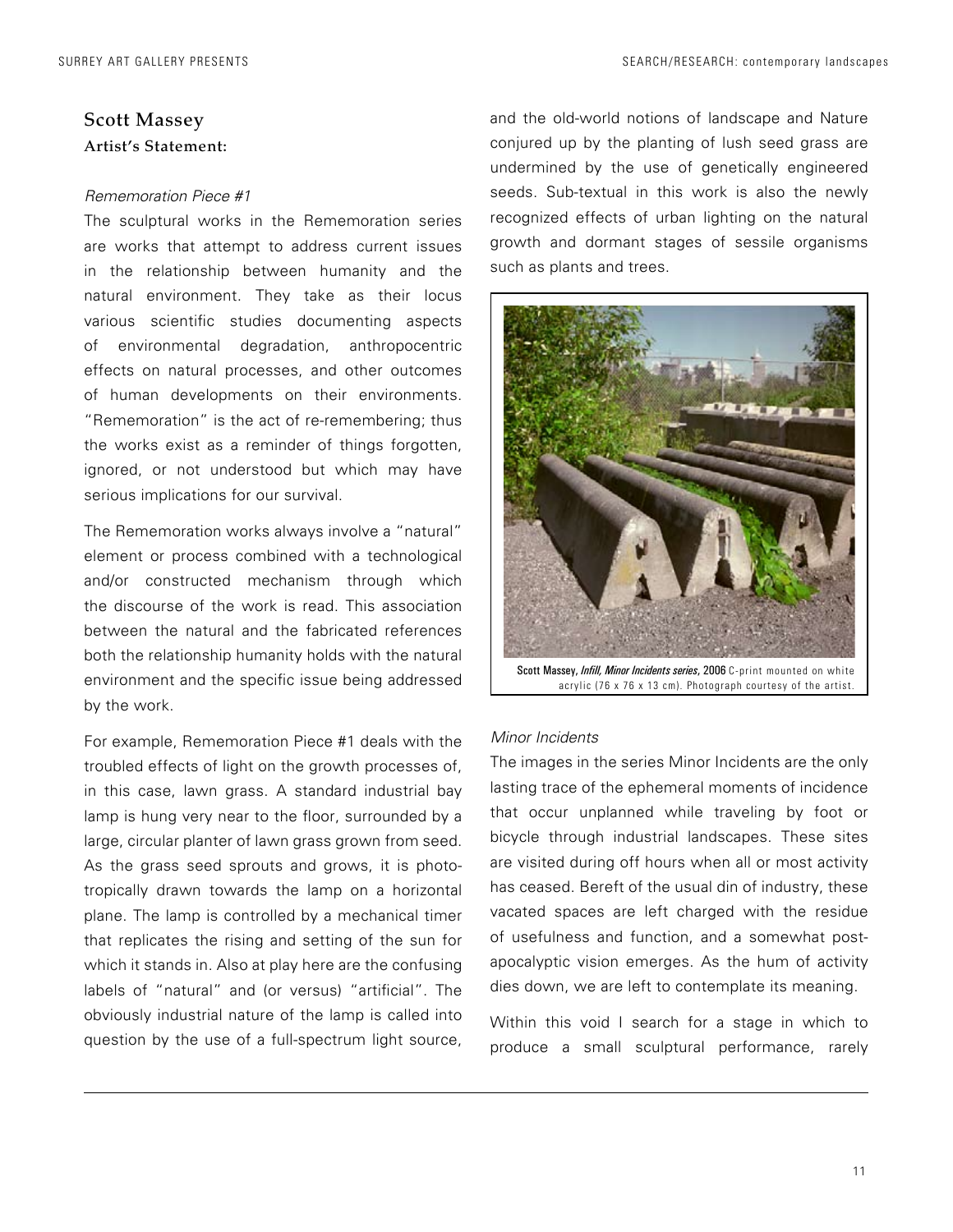## Scott Massey

### Artist's Statement:

*Rememoration Piece #1*

The sculptural works in the Rememoration series are works that attempt to address current issues in the relationship between humanity and the natural environment. They take as their locus various scientific studies documenting aspects of environmental degradation, anthropocentric effects on natural processes, and other outcomes of human developments on their environments. "Rememoration" is the act of re-remembering; thus the works exist as a reminder of things forgotten, ignored, or not understood but which may have serious implications for our survival.

The Rememoration works always involve a "natural" element or process combined with a technological and/or constructed mechanism through which the discourse of the work is read. This association between the natural and the fabricated references both the relationship humanity holds with the natural environment and the specific issue being addressed by the work.

For example, Rememoration Piece #1 deals with the troubled effects of light on the growth processes of, in this case, lawn grass. A standard industrial bay lamp is hung very near to the floor, surrounded by a large, circular planter of lawn grass grown from seed. As the grass seed sprouts and grows, it is phototropically drawn towards the lamp on a horizontal plane. The lamp is controlled by a mechanical timer that replicates the rising and setting of the sun for which it stands in. Also at play here are the confusing labels of "natural" and (or versus) "artificial". The obviously industrial nature of the lamp is called into question by the use of a full-spectrum light source, and the old-world notions of landscape and Nature conjured up by the planting of lush seed grass are undermined by the use of genetically engineered seeds. Sub-textual in this work is also the newly recognized effects of urban lighting on the natural growth and dormant stages of sessile organisms such as plants and trees.

Scott Massey, *Infill, Minor Incidents series*, 2006 C-print mounted on white acrylic (76 x 76 x 13 cm). Photograph courtesy of the artist.

*Minor Incidents*

The images in the series Minor Incidents are the only lasting trace of the ephemeral moments of incidence that occur unplanned while traveling by foot or bicycle through industrial landscapes. These sites are visited during off hours when all or most activity has ceased. Bereft of the usual din of industry, these vacated spaces are left charged with the residue of usefulness and function, and a somewhat post-apocalyptic vision emerges. As the hum of activity dies down, we are left to contemplate its meaning.

Within this void I search for a stage in which to produce a small sculptural performance, rarely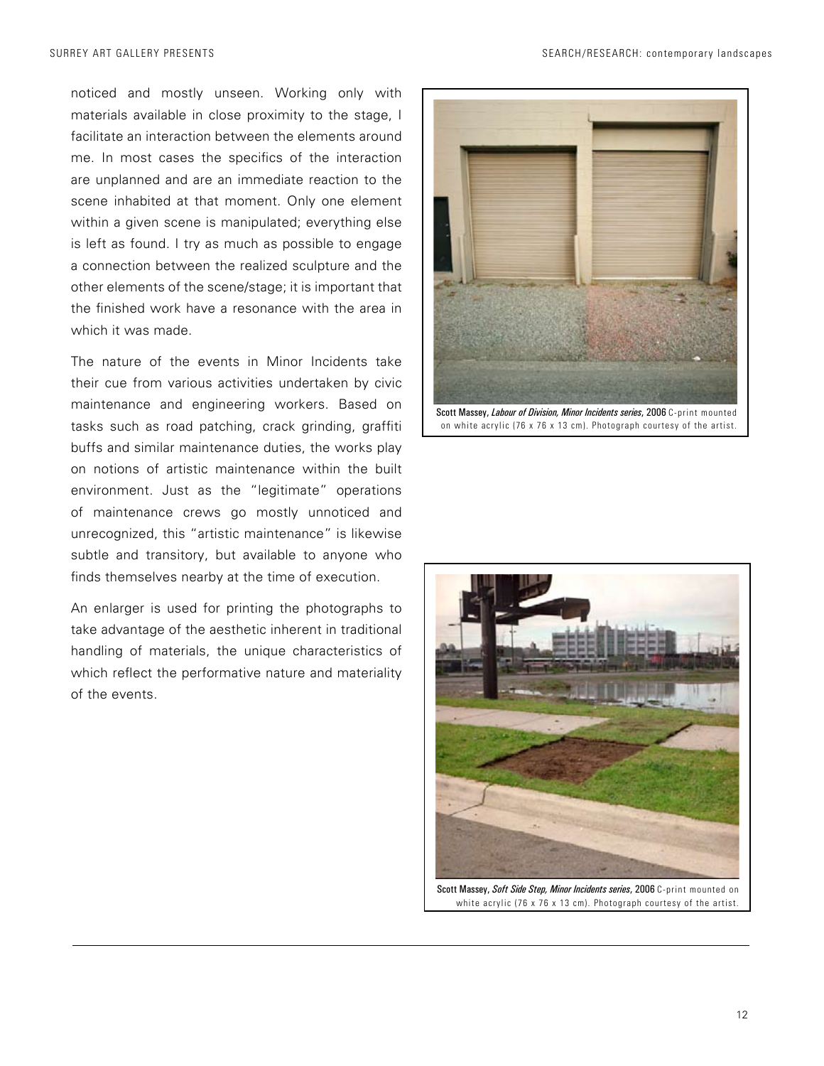noticed and mostly unseen. Working only with materials available in close proximity to the stage, I facilitate an interaction between the elements around me. In most cases the specifics of the interaction are unplanned and are an immediate reaction to the scene inhabited at that moment. Only one element within a given scene is manipulated; everything else is left as found. I try as much as possible to engage a connection between the realized sculpture and the other elements of the scene/stage; it is important that the finished work have a resonance with the area in which it was made.

The nature of the events in Minor Incidents take their cue from various activities undertaken by civic maintenance and engineering workers. Based on tasks such as road patching, crack grinding, graffiti buffs and similar maintenance duties, the works play on notions of artistic maintenance within the built environment. Just as the "legitimate" operations of maintenance crews go mostly unnoticed and unrecognized, this "artistic maintenance" is likewise subtle and transitory, but available to anyone who finds themselves nearby at the time of execution.

An enlarger is used for printing the photographs to take advantage of the aesthetic inherent in traditional handling of materials, the unique characteristics of which reflect the performative nature and materiality of the events.

Scott Massey, *Labour of Division, Minor Incidents series*, 2006 C-print mounted on white acrylic (76 x 76 x 13 cm). Photograph courtesy of the artist.

Scott Massey, *Soft Side Step, Minor Incidents series*, 2006 C-print mounted on white acrylic (76 x 76 x 13 cm). Photograph courtesy of the artist.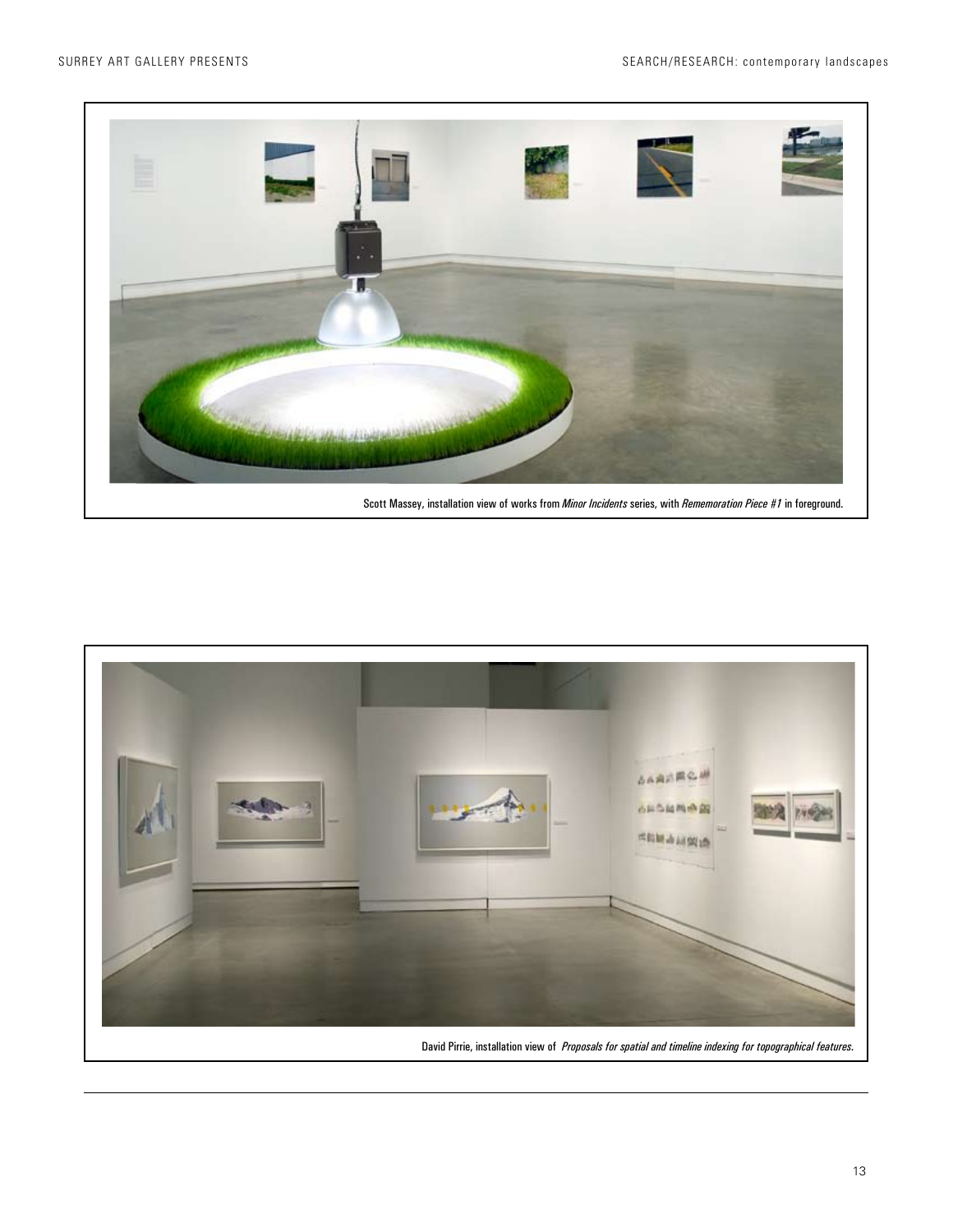Scott Massey, installation view of works from *Minor Incidents* series, with *Rememoration Piece #1* in foreground.

David Pirrie, installation view of *Proposals for spatial and timeline indexing for topographical features.*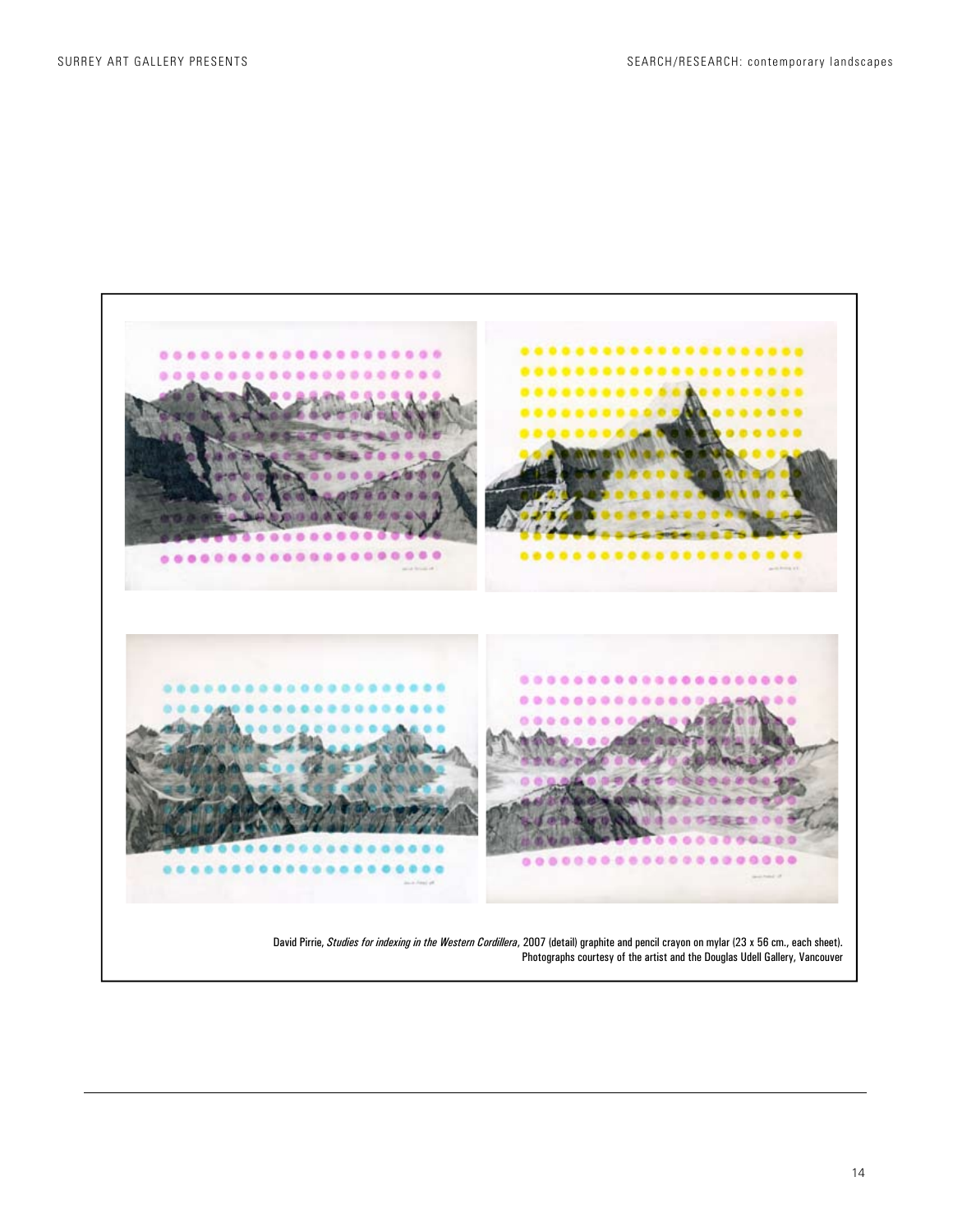David Pirrie, *Studies for indexing in the Western Cordillera*, 2007 (detail) graphite and pencil crayon on mylar (23 x 56 cm., each sheet). Photographs courtesy of the artist and the Douglas Udell Gallery, Vancouver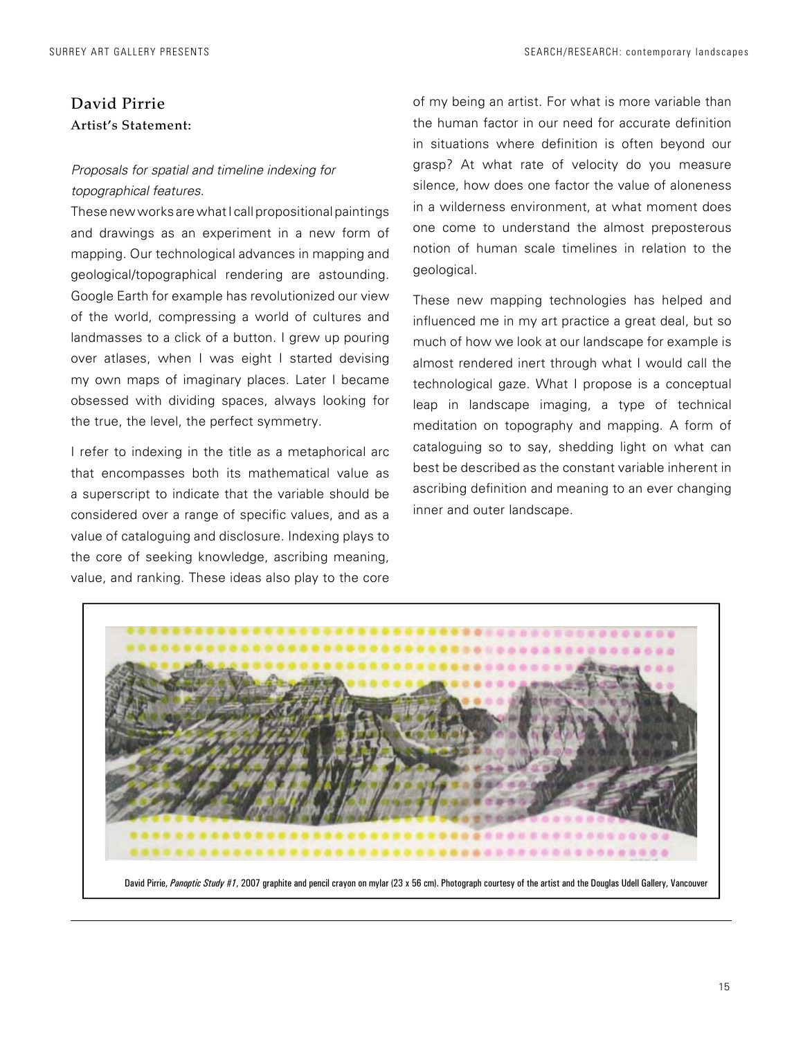## David Pirrie

**Artist's Statement:**

*Proposals for spatial and timeline indexing for topographical features.*

These new works are what I call propositional paintings and drawings as an experiment in a new form of mapping. Our technological advances in mapping and geological/topographical rendering are astounding. Google Earth for example has revolutionized our view of the world, compressing a world of cultures and landmasses to a click of a button. I grew up pouring over atlases, when I was eight I started devising my own maps of imaginary places. Later I became obsessed with dividing spaces, always looking for the true, the level, the perfect symmetry.

I refer to indexing in the title as a metaphorical arc that encompasses both its mathematical value as a superscript to indicate that the variable should be considered over a range of specific values, and as a value of cataloguing and disclosure. Indexing plays to the core of seeking knowledge, ascribing meaning, value, and ranking. These ideas also play to the core of my being an artist. For what is more variable than the human factor in our need for accurate definition in situations where definition is often beyond our grasp? At what rate of velocity do you measure silence, how does one factor the value of aloneness in a wilderness environment, at what moment does one come to understand the almost preposterous notion of human scale timelines in relation to the geological.

These new mapping technologies has helped and influenced me in my art practice a great deal, but so much of how we look at our landscape for example is almost rendered inert through what I would call the technological gaze. What I propose is a conceptual leap in landscape imaging, a type of technical meditation on topography and mapping. A form of cataloguing so to say, shedding light on what can best be described as the constant variable inherent in ascribing definition and meaning to an ever changing inner and outer landscape.

David Pirrie, *Panoptic Study #1*, 2007 graphite and pencil crayon on mylar (23 x 56 cm). Photograph courtesy of the artist and the Douglas Udell Gallery, Vancouver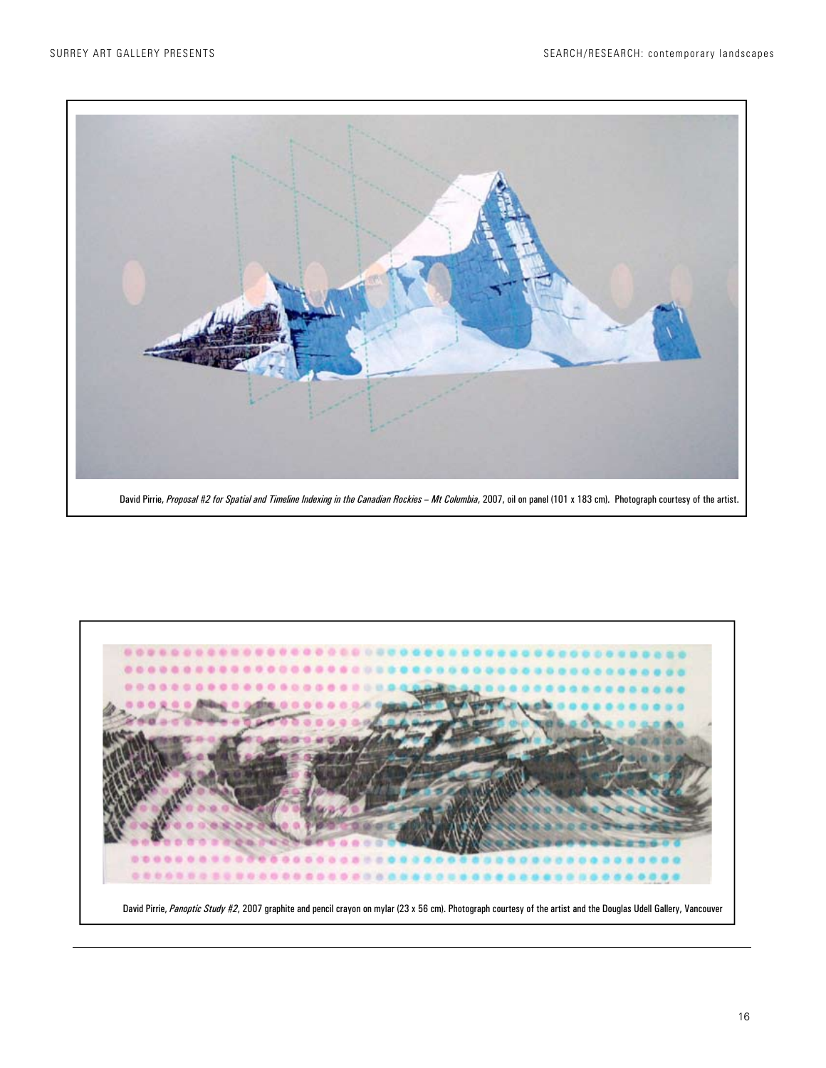David Pirrie, *Proposal #2 for Spatial and Timeline Indexing in the Canadian Rockies – Mt Columbia*, 2007, oil on panel (101 x 183 cm). Photograph courtesy of the artist.

David Pirrie, *Panoptic Study #2*, 2007 graphite and pencil crayon on mylar (23 x 56 cm). Photograph courtesy of the artist and the Douglas Udell Gallery, Vancouver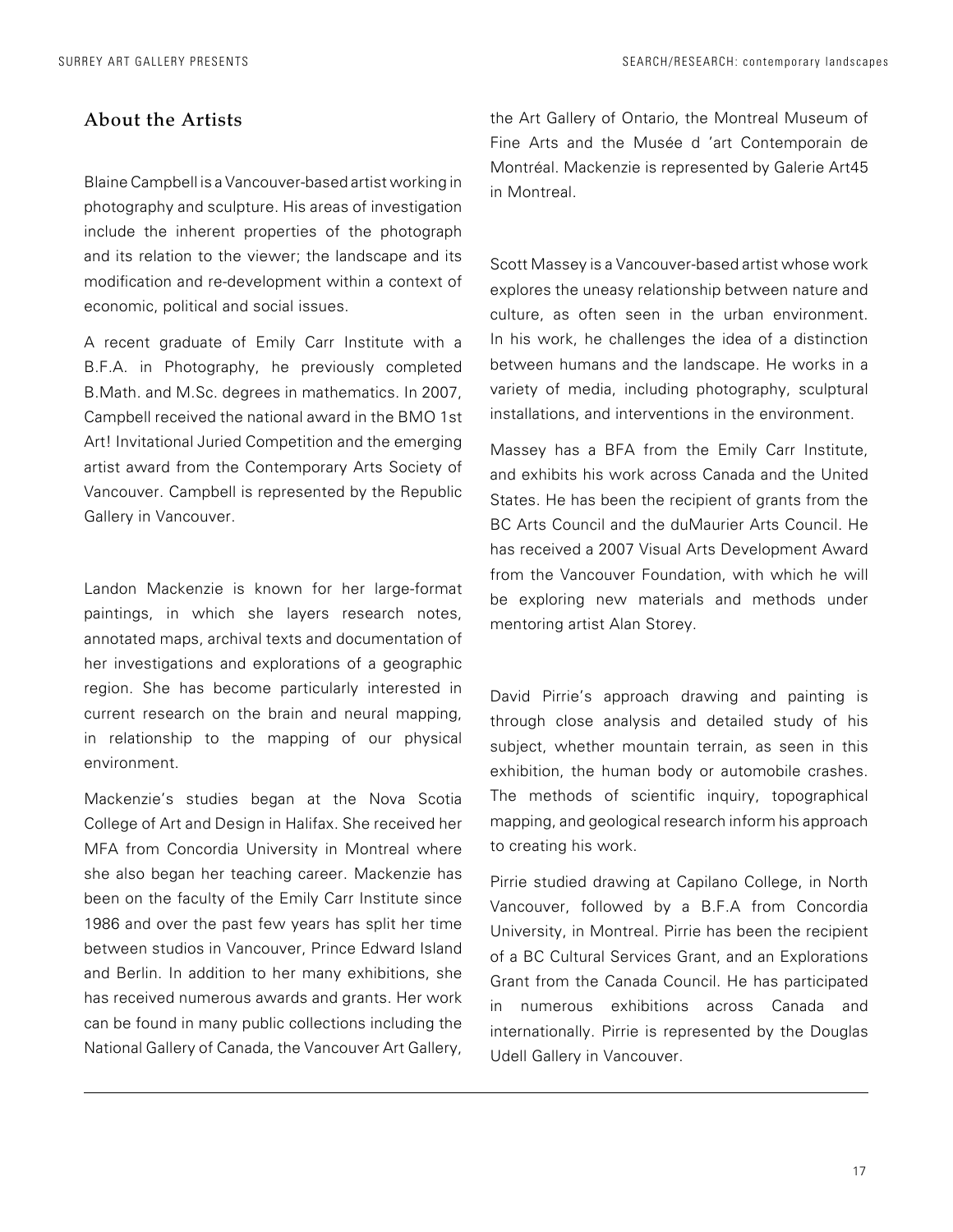## About the Artists

Blaine Campbell is a Vancouver-based artist working in photography and sculpture. His areas of investigation include the inherent properties of the photograph and its relation to the viewer; the landscape and its modification and re-development within a context of economic, political and social issues.

A recent graduate of Emily Carr Institute with a B.F.A. in Photography, he previously completed B.Math. and M.Sc. degrees in mathematics. In 2007, Campbell received the national award in the BMO 1st Art! Invitational Juried Competition and the emerging artist award from the Contemporary Arts Society of Vancouver. Campbell is represented by the Republic Gallery in Vancouver.

Landon Mackenzie is known for her large-format paintings, in which she layers research notes, annotated maps, archival texts and documentation of her investigations and explorations of a geographic region. She has become particularly interested in current research on the brain and neural mapping, in relationship to the mapping of our physical environment.

Mackenzie's studies began at the Nova Scotia College of Art and Design in Halifax. She received her MFA from Concordia University in Montreal where she also began her teaching career. Mackenzie has been on the faculty of the Emily Carr Institute since 1986 and over the past few years has split her time between studios in Vancouver, Prince Edward Island and Berlin. In addition to her many exhibitions, she has received numerous awards and grants. Her work can be found in many public collections including the National Gallery of Canada, the Vancouver Art Gallery, the Art Gallery of Ontario, the Montreal Museum of Fine Arts and the Musée d 'art Contemporain de Montréal. Mackenzie is represented by Galerie Art45 in Montreal.

Scott Massey is a Vancouver-based artist whose work explores the uneasy relationship between nature and culture, as often seen in the urban environment. In his work, he challenges the idea of a distinction between humans and the landscape. He works in a variety of media, including photography, sculptural installations, and interventions in the environment.

Massey has a BFA from the Emily Carr Institute, and exhibits his work across Canada and the United States. He has been the recipient of grants from the BC Arts Council and the duMaurier Arts Council. He has received a 2007 Visual Arts Development Award from the Vancouver Foundation, with which he will be exploring new materials and methods under mentoring artist Alan Storey.

David Pirrie's approach drawing and painting is through close analysis and detailed study of his subject, whether mountain terrain, as seen in this exhibition, the human body or automobile crashes. The methods of scientific inquiry, topographical mapping, and geological research inform his approach to creating his work.

Pirrie studied drawing at Capilano College, in North Vancouver, followed by a B.F.A from Concordia University, in Montreal. Pirrie has been the recipient of a BC Cultural Services Grant, and an Explorations Grant from the Canada Council. He has participated in numerous exhibitions across Canada and internationally. Pirrie is represented by the Douglas Udell Gallery in Vancouver.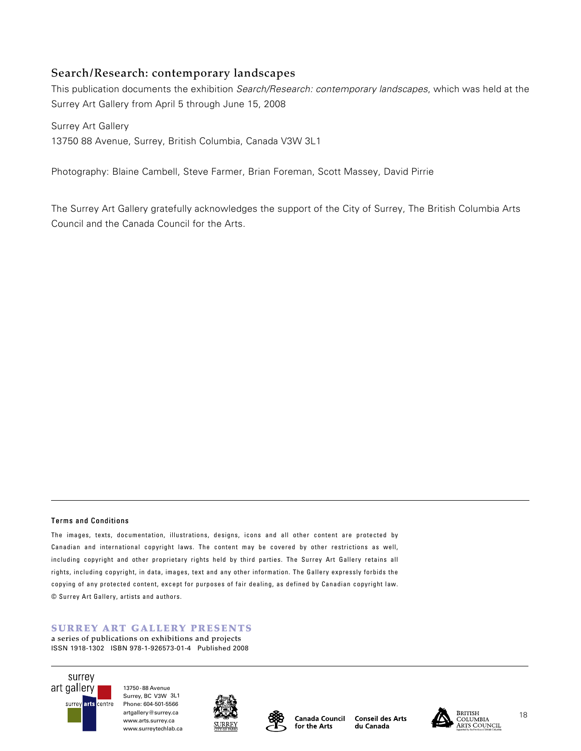## Search/Research: contemporary landscapes

This publication documents the exhibition *Search/Research: contemporary landscapes*, which was held at the Surrey Art Gallery from April 5 through June 15, 2008

Surrey Art Gallery
13750 88 Avenue, Surrey, British Columbia, Canada V3W 3L1

Photography: Blaine Cambell, Steve Farmer, Brian Foreman, Scott Massey, David Pirrie

The Surrey Art Gallery gratefully acknowledges the support of the City of Surrey, The British Columbia Arts Council and the Canada Council for the Arts.

---

**Terms and Conditions**

The images, texts, documentation, illustrations, designs, icons and all other content are protected by Canadian and international copyright laws. The content may be covered by other restrictions as well, including copyright and other proprietary rights held by third parties. The Surrey Art Gallery retains all rights, including copyright, in data, images, text and any other information. The Gallery expressly forbids the copying of any protected content, except for purposes of fair dealing, as defined by Canadian copyright law. © Surrey Art Gallery, artists and authors.

**SURREY ART GALLERY PRESENTS**
a series of publications on exhibitions and projects
ISSN 1918-1302 ISBN 978-1-926573-01-4 Published 2008

---

surrey art gallery
surrey arts centre

13750 - 88 Avenue
Surrey, BC V3W 3L1
Phone: 604-501-5566
artgallery@surrey.ca
www.arts.surrey.ca
www.surreytechlab.ca

SURREY CITY OF PARKS

Canada Council for the Arts
Conseil des Arts du Canada

British Columbia Arts Council